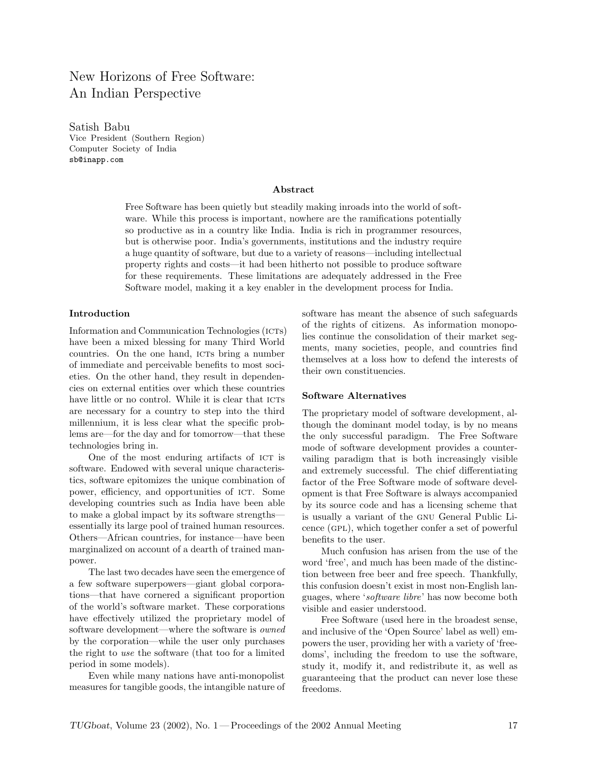# New Horizons of Free Software: An Indian Perspective

Satish Babu
Vice President (Southern Region)
Computer Society of India
sb@inapp.com

### Abstract

Free Software has been quietly but steadily making inroads into the world of software. While this process is important, nowhere are the ramifications potentially so productive as in a country like India. India is rich in programmer resources, but is otherwise poor. India's governments, institutions and the industry require a huge quantity of software, but due to a variety of reasons—including intellectual property rights and costs—it had been hitherto not possible to produce software for these requirements. These limitations are adequately addressed in the Free Software model, making it a key enabler in the development process for India.

## Introduction

Information and Communication Technologies (ICTs) have been a mixed blessing for many Third World countries. On the one hand, ICTs bring a number of immediate and perceivable benefits to most societies. On the other hand, they result in dependencies on external entities over which these countries have little or no control. While it is clear that ICTs are necessary for a country to step into the third millennium, it is less clear what the specific problems are—for the day and for tomorrow—that these technologies bring in.

One of the most enduring artifacts of ICT is software. Endowed with several unique characteristics, software epitomizes the unique combination of power, efficiency, and opportunities of ICT. Some developing countries such as India have been able to make a global impact by its software strengths—essentially its large pool of trained human resources. Others—African countries, for instance—have been marginalized on account of a dearth of trained manpower.

The last two decades have seen the emergence of a few software superpowers—giant global corporations—that have cornered a significant proportion of the world's software market. These corporations have effectively utilized the proprietary model of software development—where the software is *owned* by the corporation—while the user only purchases the right to *use* the software (that too for a limited period in some models).

Even while many nations have anti-monopolist measures for tangible goods, the intangible nature of software has meant the absence of such safeguards of the rights of citizens. As information monopolies continue the consolidation of their market segments, many societies, people, and countries find themselves at a loss how to defend the interests of their own constituencies.

## Software Alternatives

The proprietary model of software development, although the dominant model today, is by no means the only successful paradigm. The Free Software mode of software development provides a countervailing paradigm that is both increasingly visible and extremely successful. The chief differentiating factor of the Free Software mode of software development is that Free Software is always accompanied by its source code and has a licensing scheme that is usually a variant of the GNU General Public Licence (GPL), which together confer a set of powerful benefits to the user.

Much confusion has arisen from the use of the word 'free', and much has been made of the distinction between free beer and free speech. Thankfully, this confusion doesn't exist in most non-English languages, where '*software libre*' has now become both visible and easier understood.

Free Software (used here in the broadest sense, and inclusive of the 'Open Source' label as well) empowers the user, providing her with a variety of 'freedoms', including the freedom to use the software, study it, modify it, and redistribute it, as well as guaranteeing that the product can never lose these freedoms.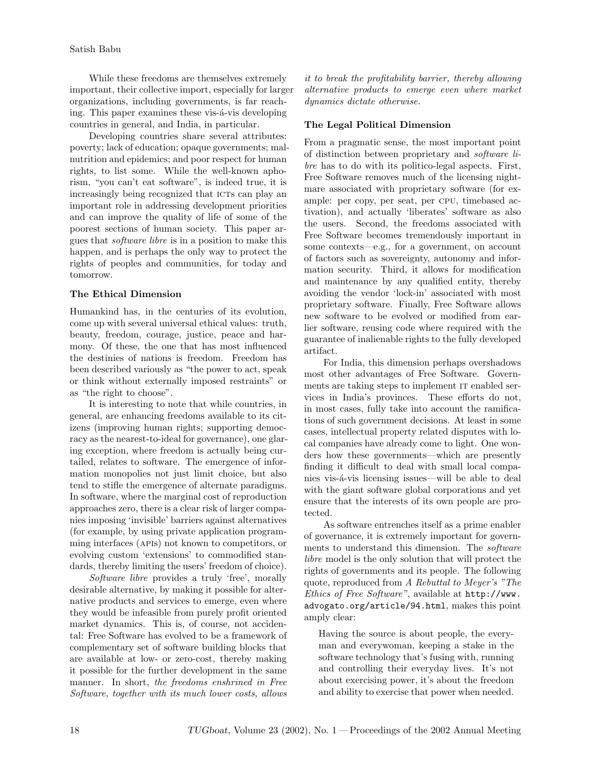While these freedoms are themselves extremely important, their collective import, especially for larger organizations, including governments, is far reaching. This paper examines these vis-á-vis developing countries in general, and India, in particular.

Developing countries share several attributes: poverty; lack of education; opaque governments; malnutrition and epidemics; and poor respect for human rights, to list some. While the well-known aphorism, "you can't eat software", is indeed true, it is increasingly being recognized that ICTs can play an important role in addressing development priorities and can improve the quality of life of some of the poorest sections of human society. This paper argues that *software libre* is in a position to make this happen, and is perhaps the only way to protect the rights of peoples and communities, for today and tomorrow.

### The Ethical Dimension

Humankind has, in the centuries of its evolution, come up with several universal ethical values: truth, beauty, freedom, courage, justice, peace and harmony. Of these, the one that has most influenced the destinies of nations is freedom. Freedom has been described variously as "the power to act, speak or think without externally imposed restraints" or as "the right to choose".

It is interesting to note that while countries, in general, are enhancing freedoms available to its citizens (improving human rights; supporting democracy as the nearest-to-ideal for governance), one glaring exception, where freedom is actually being curtailed, relates to software. The emergence of information monopolies not just limit choice, but also tend to stifle the emergence of alternate paradigms. In software, where the marginal cost of reproduction approaches zero, there is a clear risk of larger companies imposing 'invisible' barriers against alternatives (for example, by using private application programming interfaces (APIs) not known to competitors, or evolving custom 'extensions' to commodified standards, thereby limiting the users' freedom of choice).

*Software libre* provides a truly 'free', morally desirable alternative, by making it possible for alternative products and services to emerge, even where they would be infeasible from purely profit oriented market dynamics. This is, of course, not accidental: Free Software has evolved to be a framework of complementary set of software building blocks that are available at low- or zero-cost, thereby making it possible for the further development in the same manner. In short, *the freedoms enshrined in Free Software, together with its much lower costs, allows it to break the profitability barrier, thereby allowing alternative products to emerge even where market dynamics dictate otherwise.*

### The Legal Political Dimension

From a pragmatic sense, the most important point of distinction between proprietary and *software libre* has to do with its politico-legal aspects. First, Free Software removes much of the licensing nightmare associated with proprietary software (for example: per copy, per seat, per CPU, timebased activation), and actually 'liberates' software as also the users. Second, the freedoms associated with Free Software becomes tremendously important in some contexts—e.g., for a government, on account of factors such as sovereignty, autonomy and information security. Third, it allows for modification and maintenance by any qualified entity, thereby avoiding the vendor 'lock-in' associated with most proprietary software. Finally, Free Software allows new software to be evolved or modified from earlier software, reusing code where required with the guarantee of inalienable rights to the fully developed artifact.

For India, this dimension perhaps overshadows most other advantages of Free Software. Governments are taking steps to implement IT enabled services in India's provinces. These efforts do not, in most cases, fully take into account the ramifications of such government decisions. At least in some cases, intellectual property related disputes with local companies have already come to light. One wonders how these governments—which are presently finding it difficult to deal with small local companies vis-á-vis licensing issues—will be able to deal with the giant software global corporations and yet ensure that the interests of its own people are protected.

As software entrenches itself as a prime enabler of governance, it is extremely important for governments to understand this dimension. The *software libre* model is the only solution that will protect the rights of governments and its people. The following quote, reproduced from *A Rebuttal to Meyer's "The Ethics of Free Software"*, available at `http://www.advogato.org/article/94.html`, makes this point amply clear:

> Having the source is about people, the everyman and everywoman, keeping a stake in the software technology that's fusing with, running and controlling their everyday lives. It's not about exercising power, it's about the freedom and ability to exercise that power when needed.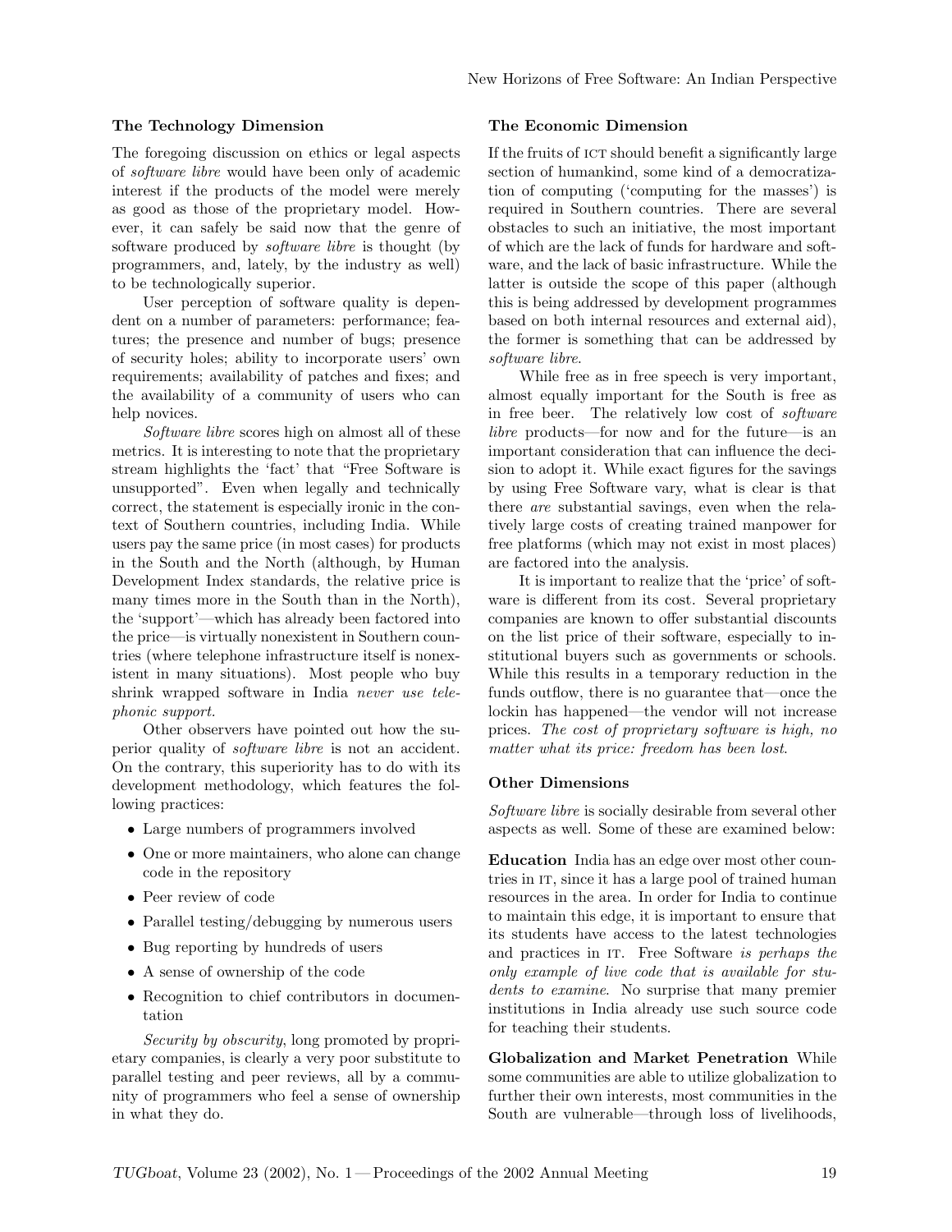### The Technology Dimension

The foregoing discussion on ethics or legal aspects of *software libre* would have been only of academic interest if the products of the model were merely as good as those of the proprietary model. However, it can safely be said now that the genre of software produced by *software libre* is thought (by programmers, and, lately, by the industry as well) to be technologically superior.

User perception of software quality is dependent on a number of parameters: performance; features; the presence and number of bugs; presence of security holes; ability to incorporate users' own requirements; availability of patches and fixes; and the availability of a community of users who can help novices.

*Software libre* scores high on almost all of these metrics. It is interesting to note that the proprietary stream highlights the 'fact' that "Free Software is unsupported". Even when legally and technically correct, the statement is especially ironic in the context of Southern countries, including India. While users pay the same price (in most cases) for products in the South and the North (although, by Human Development Index standards, the relative price is many times more in the South than in the North), the 'support'—which has already been factored into the price—is virtually nonexistent in Southern countries (where telephone infrastructure itself is nonexistent in many situations). Most people who buy shrink wrapped software in India *never use telephonic support.*

Other observers have pointed out how the superior quality of *software libre* is not an accident. On the contrary, this superiority has to do with its development methodology, which features the following practices:

- Large numbers of programmers involved
- One or more maintainers, who alone can change code in the repository
- Peer review of code
- Parallel testing/debugging by numerous users
- Bug reporting by hundreds of users
- A sense of ownership of the code
- Recognition to chief contributors in documentation

*Security by obscurity*, long promoted by proprietary companies, is clearly a very poor substitute to parallel testing and peer reviews, all by a community of programmers who feel a sense of ownership in what they do.

### The Economic Dimension

If the fruits of ICT should benefit a significantly large section of humankind, some kind of a democratization of computing ('computing for the masses') is required in Southern countries. There are several obstacles to such an initiative, the most important of which are the lack of funds for hardware and software, and the lack of basic infrastructure. While the latter is outside the scope of this paper (although this is being addressed by development programmes based on both internal resources and external aid), the former is something that can be addressed by *software libre*.

While free as in free speech is very important, almost equally important for the South is free as in free beer. The relatively low cost of *software libre* products—for now and for the future—is an important consideration that can influence the decision to adopt it. While exact figures for the savings by using Free Software vary, what is clear is that there *are* substantial savings, even when the relatively large costs of creating trained manpower for free platforms (which may not exist in most places) are factored into the analysis.

It is important to realize that the 'price' of software is different from its cost. Several proprietary companies are known to offer substantial discounts on the list price of their software, especially to institutional buyers such as governments or schools. While this results in a temporary reduction in the funds outflow, there is no guarantee that—once the lockin has happened—the vendor will not increase prices. *The cost of proprietary software is high, no matter what its price: freedom has been lost.*

### Other Dimensions

*Software libre* is socially desirable from several other aspects as well. Some of these are examined below:

**Education** India has an edge over most other countries in IT, since it has a large pool of trained human resources in the area. In order for India to continue to maintain this edge, it is important to ensure that its students have access to the latest technologies and practices in IT. Free Software *is perhaps the only example of live code that is available for students to examine*. No surprise that many premier institutions in India already use such source code for teaching their students.

**Globalization and Market Penetration** While some communities are able to utilize globalization to further their own interests, most communities in the South are vulnerable—through loss of livelihoods,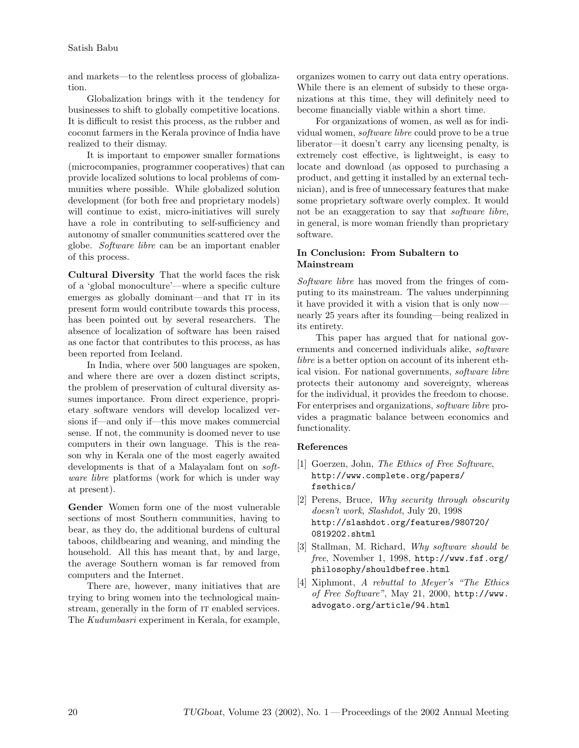and markets—to the relentless process of globalization.

Globalization brings with it the tendency for businesses to shift to globally competitive locations. It is difficult to resist this process, as the rubber and coconut farmers in the Kerala province of India have realized to their dismay.

It is important to empower smaller formations (microcompanies, programmer cooperatives) that can provide localized solutions to local problems of communities where possible. While globalized solution development (for both free and proprietary models) will continue to exist, micro-initiatives will surely have a role in contributing to self-sufficiency and autonomy of smaller communities scattered over the globe. *Software libre* can be an important enabler of this process.

**Cultural Diversity** That the world faces the risk of a 'global monoculture'—where a specific culture emerges as globally dominant—and that IT in its present form would contribute towards this process, has been pointed out by several researchers. The absence of localization of software has been raised as one factor that contributes to this process, as has been reported from Iceland.

In India, where over 500 languages are spoken, and where there are over a dozen distinct scripts, the problem of preservation of cultural diversity assumes importance. From direct experience, proprietary software vendors will develop localized versions if—and only if—this move makes commercial sense. If not, the community is doomed never to use computers in their own language. This is the reason why in Kerala one of the most eagerly awaited developments is that of a Malayalam font on *software libre* platforms (work for which is under way at present).

**Gender** Women form one of the most vulnerable sections of most Southern communities, having to bear, as they do, the additional burdens of cultural taboos, childbearing and weaning, and minding the household. All this has meant that, by and large, the average Southern woman is far removed from computers and the Internet.

There are, however, many initiatives that are trying to bring women into the technological mainstream, generally in the form of IT enabled services. The *Kudumbasri* experiment in Kerala, for example, organizes women to carry out data entry operations. While there is an element of subsidy to these organizations at this time, they will definitely need to become financially viable within a short time.

For organizations of women, as well as for individual women, *software libre* could prove to be a true liberator—it doesn't carry any licensing penalty, is extremely cost effective, is lightweight, is easy to locate and download (as opposed to purchasing a product, and getting it installed by an external technician), and is free of unnecessary features that make some proprietary software overly complex. It would not be an exaggeration to say that *software libre*, in general, is more woman friendly than proprietary software.

### In Conclusion: From Subaltern to Mainstream

*Software libre* has moved from the fringes of computing to its mainstream. The values underpinning it have provided it with a vision that is only now—nearly 25 years after its founding—being realized in its entirety.

This paper has argued that for national governments and concerned individuals alike, *software libre* is a better option on account of its inherent ethical vision. For national governments, *software libre* protects their autonomy and sovereignty, whereas for the individual, it provides the freedom to choose. For enterprises and organizations, *software libre* provides a pragmatic balance between economics and functionality.

### References

[1] Goerzen, John, *The Ethics of Free Software*, http://www.complete.org/papers/fsethics/

[2] Perens, Bruce, *Why security through obscurity doesn't work*, *Slashdot*, July 20, 1998 http://slashdot.org/features/980720/0819202.shtml

[3] Stallman, M. Richard, *Why software should be free*, November 1, 1998, http://www.fsf.org/philosophy/shouldbefree.html

[4] Xiphmont, *A rebuttal to Meyer's "The Ethics of Free Software"*, May 21, 2000, http://www.advogato.org/article/94.html